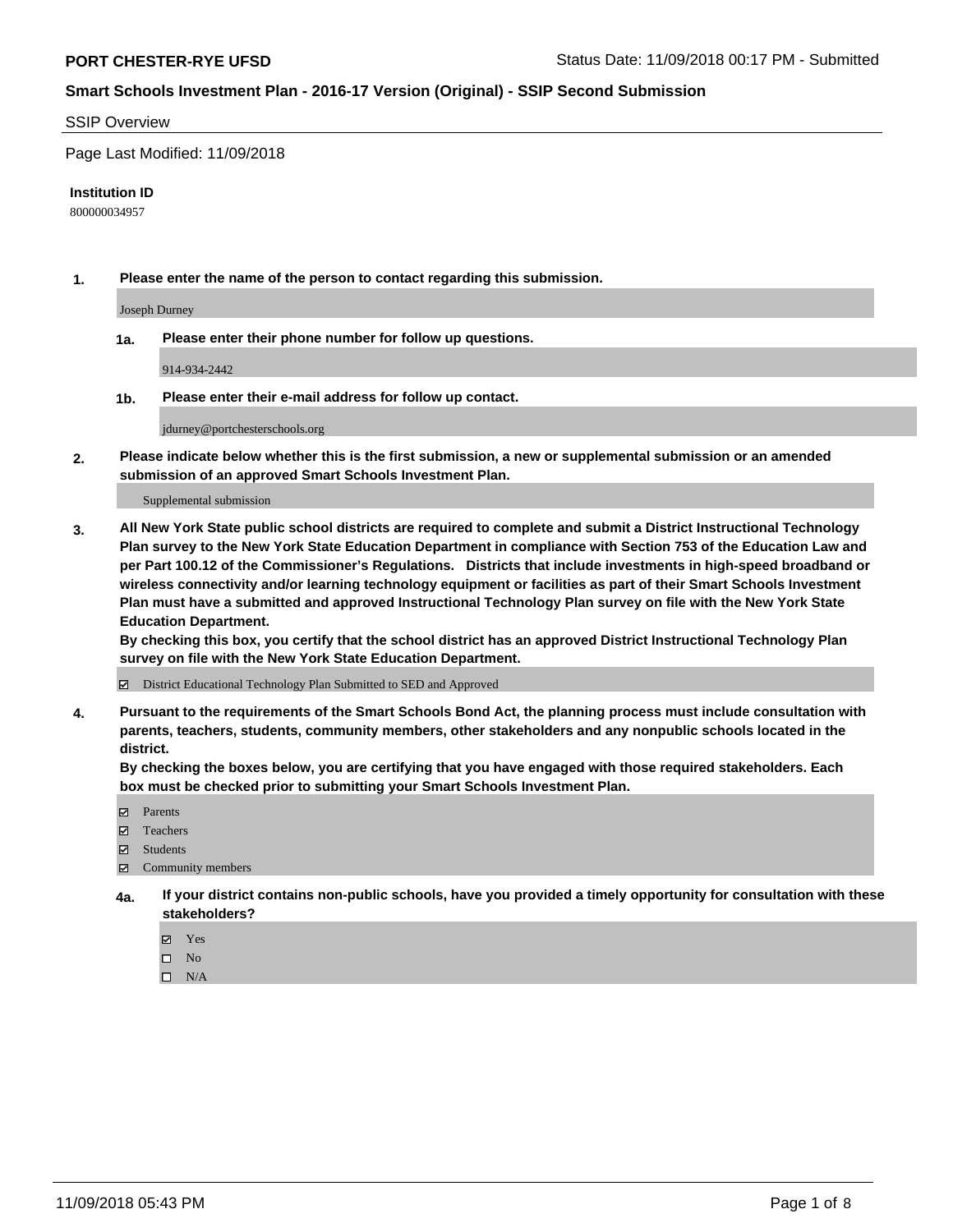**PORT CHESTER-RYE UFSD** Status Date: 11/09/2018 00:17 PM - Submitted

**Smart Schools Investment Plan - 2016-17 Version (Original) - SSIP Second Submission**

SSIP Overview

Page Last Modified: 11/09/2018

**Institution ID**

800000034957

**1. Please enter the name of the person to contact regarding this submission.**

Joseph Durney

**1a. Please enter their phone number for follow up questions.**

914-934-2442

**1b. Please enter their e-mail address for follow up contact.**

jdurney@portchesterschools.org

**2. Please indicate below whether this is the first submission, a new or supplemental submission or an amended submission of an approved Smart Schools Investment Plan.**

Supplemental submission

**3. All New York State public school districts are required to complete and submit a District Instructional Technology Plan survey to the New York State Education Department in compliance with Section 753 of the Education Law and per Part 100.12 of the Commissioner's Regulations. Districts that include investments in high-speed broadband or wireless connectivity and/or learning technology equipment or facilities as part of their Smart Schools Investment Plan must have a submitted and approved Instructional Technology Plan survey on file with the New York State Education Department.**
**By checking this box, you certify that the school district has an approved District Instructional Technology Plan survey on file with the New York State Education Department.**

☑ District Educational Technology Plan Submitted to SED and Approved

**4. Pursuant to the requirements of the Smart Schools Bond Act, the planning process must include consultation with parents, teachers, students, community members, other stakeholders and any nonpublic schools located in the district.**
**By checking the boxes below, you are certifying that you have engaged with those required stakeholders. Each box must be checked prior to submitting your Smart Schools Investment Plan.**

☑ Parents
☑ Teachers
☑ Students
☑ Community members

**4a. If your district contains non-public schools, have you provided a timely opportunity for consultation with these stakeholders?**

☑ Yes
☐ No
☐ N/A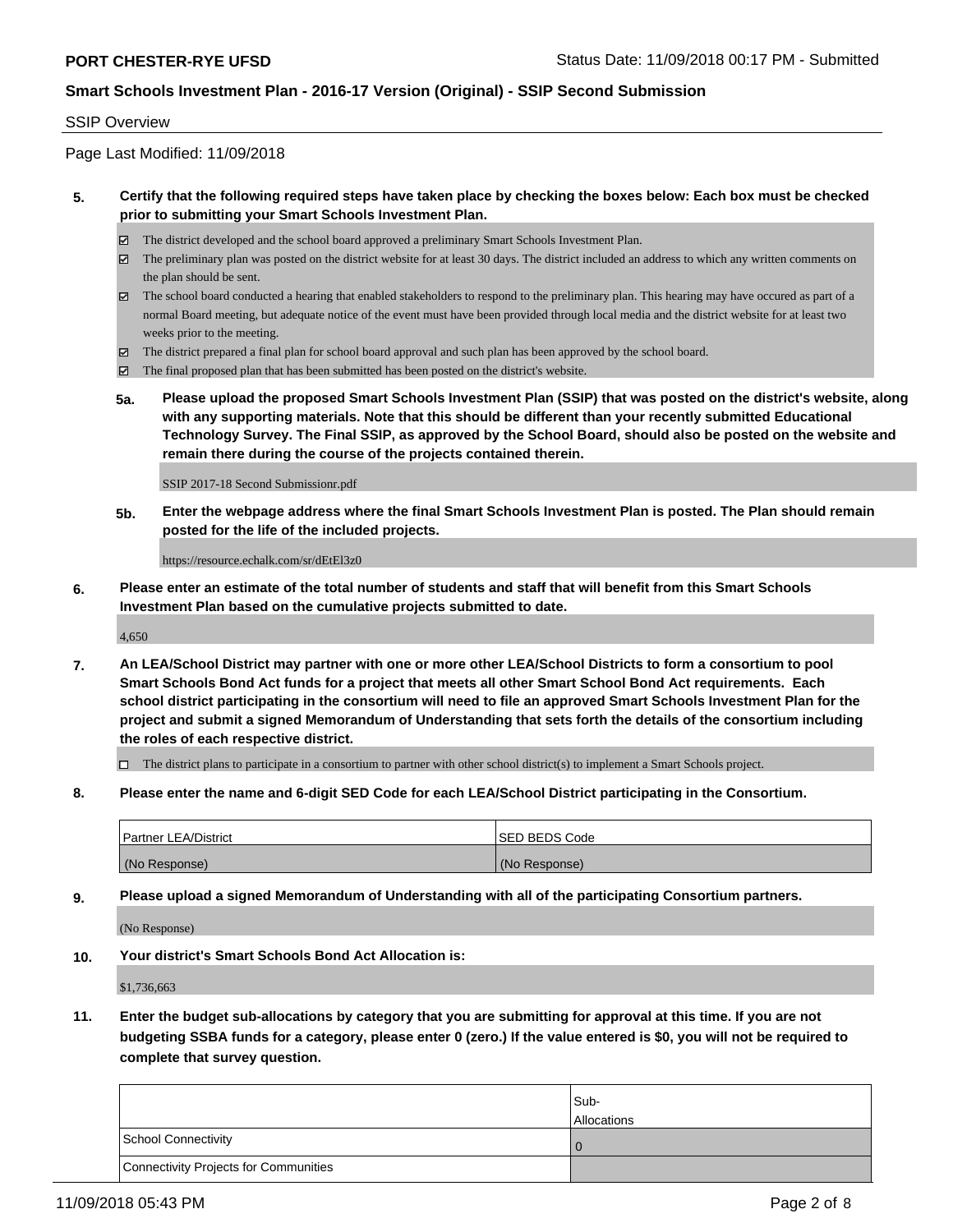## SSIP Overview

Page Last Modified: 11/09/2018

**5. Certify that the following required steps have taken place by checking the boxes below: Each box must be checked prior to submitting your Smart Schools Investment Plan.**

- ☑ The district developed and the school board approved a preliminary Smart Schools Investment Plan.
- ☑ The preliminary plan was posted on the district website for at least 30 days. The district included an address to which any written comments on the plan should be sent.
- ☑ The school board conducted a hearing that enabled stakeholders to respond to the preliminary plan. This hearing may have occured as part of a normal Board meeting, but adequate notice of the event must have been provided through local media and the district website for at least two weeks prior to the meeting.
- ☑ The district prepared a final plan for school board approval and such plan has been approved by the school board.
- ☑ The final proposed plan that has been submitted has been posted on the district's website.

**5a. Please upload the proposed Smart Schools Investment Plan (SSIP) that was posted on the district's website, along with any supporting materials. Note that this should be different than your recently submitted Educational Technology Survey. The Final SSIP, as approved by the School Board, should also be posted on the website and remain there during the course of the projects contained therein.**

SSIP 2017-18 Second Submissionr.pdf

**5b. Enter the webpage address where the final Smart Schools Investment Plan is posted. The Plan should remain posted for the life of the included projects.**

https://resource.echalk.com/sr/dEtEl3z0

**6. Please enter an estimate of the total number of students and staff that will benefit from this Smart Schools Investment Plan based on the cumulative projects submitted to date.**

4,650

**7. An LEA/School District may partner with one or more other LEA/School Districts to form a consortium to pool Smart Schools Bond Act funds for a project that meets all other Smart School Bond Act requirements. Each school district participating in the consortium will need to file an approved Smart Schools Investment Plan for the project and submit a signed Memorandum of Understanding that sets forth the details of the consortium including the roles of each respective district.**

- ☐ The district plans to participate in a consortium to partner with other school district(s) to implement a Smart Schools project.

**8. Please enter the name and 6-digit SED Code for each LEA/School District participating in the Consortium.**

| Partner LEA/District | SED BEDS Code |
|---|---|
| (No Response) | (No Response) |

**9. Please upload a signed Memorandum of Understanding with all of the participating Consortium partners.**

(No Response)

**10. Your district's Smart Schools Bond Act Allocation is:**

$1,736,663

**11. Enter the budget sub-allocations by category that you are submitting for approval at this time. If you are not budgeting SSBA funds for a category, please enter 0 (zero.) If the value entered is $0, you will not be required to complete that survey question.**

| | Sub-Allocations |
|---|---|
| School Connectivity | 0 |
| Connectivity Projects for Communities | |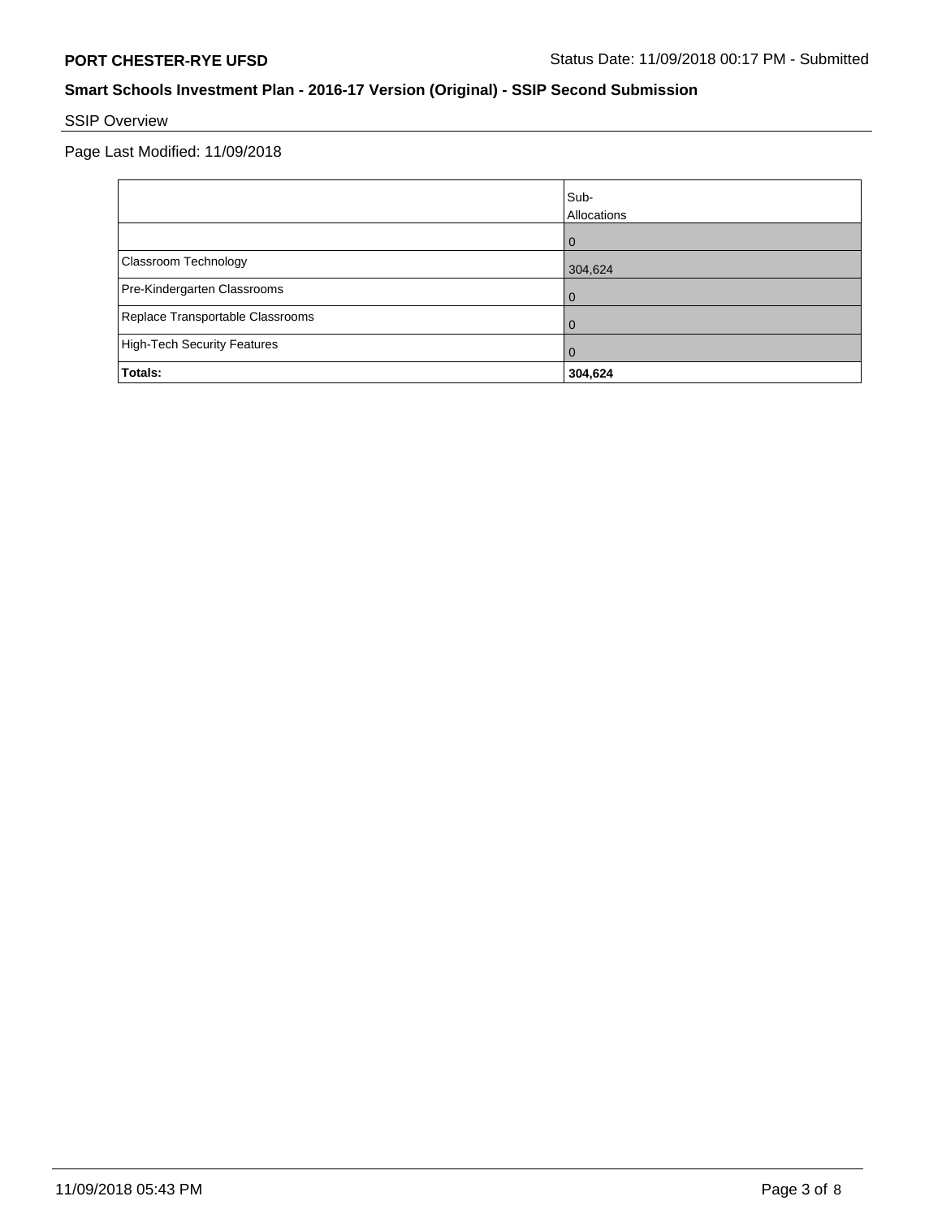**PORT CHESTER-RYE UFSD** Status Date: 11/09/2018 00:17 PM - Submitted

## Smart Schools Investment Plan - 2016-17 Version (Original) - SSIP Second Submission

SSIP Overview

Page Last Modified: 11/09/2018

| | Sub-Allocations |
|---|---|
| | 0 |
| Classroom Technology | 304,624 |
| Pre-Kindergarten Classrooms | 0 |
| Replace Transportable Classrooms | 0 |
| High-Tech Security Features | 0 |
| **Totals:** | **304,624** |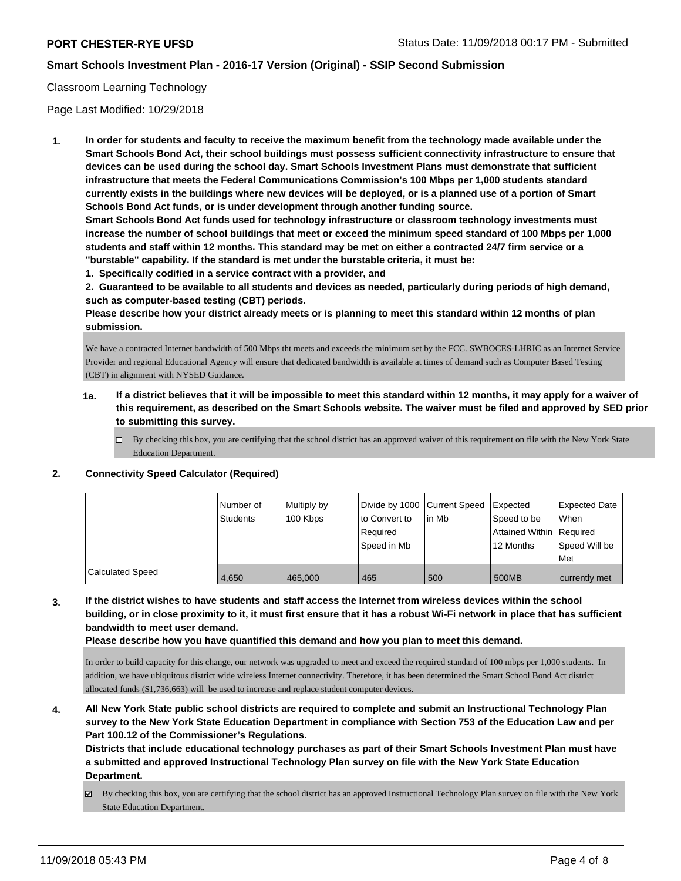Classroom Learning Technology

Page Last Modified: 10/29/2018

1. **In order for students and faculty to receive the maximum benefit from the technology made available under the Smart Schools Bond Act, their school buildings must possess sufficient connectivity infrastructure to ensure that devices can be used during the school day. Smart Schools Investment Plans must demonstrate that sufficient infrastructure that meets the Federal Communications Commission's 100 Mbps per 1,000 students standard currently exists in the buildings where new devices will be deployed, or is a planned use of a portion of Smart Schools Bond Act funds, or is under development through another funding source.**

   **Smart Schools Bond Act funds used for technology infrastructure or classroom technology investments must increase the number of school buildings that meet or exceed the minimum speed standard of 100 Mbps per 1,000 students and staff within 12 months. This standard may be met on either a contracted 24/7 firm service or a "burstable" capability. If the standard is met under the burstable criteria, it must be:**

   **1. Specifically codified in a service contract with a provider, and**

   **2. Guaranteed to be available to all students and devices as needed, particularly during periods of high demand, such as computer-based testing (CBT) periods.**

   **Please describe how your district already meets or is planning to meet this standard within 12 months of plan submission.**

   We have a contracted Internet bandwidth of 500 Mbps tht meets and exceeds the minimum set by the FCC. SWBOCES-LHRIC as an Internet Service Provider and regional Educational Agency will ensure that dedicated bandwidth is available at times of demand such as Computer Based Testing (CBT) in alignment with NYSED Guidance.

   **1a. If a district believes that it will be impossible to meet this standard within 12 months, it may apply for a waiver of this requirement, as described on the Smart Schools website. The waiver must be filed and approved by SED prior to submitting this survey.**

   ☐ By checking this box, you are certifying that the school district has an approved waiver of this requirement on file with the New York State Education Department.

2. **Connectivity Speed Calculator (Required)**

| | Number of Students | Multiply by 100 Kbps | Divide by 1000 to Convert to Required Speed in Mb | Current Speed in Mb | Expected Speed to be Attained Within 12 Months | Expected Date When Required Speed Will be Met |
|---|---|---|---|---|---|---|
| Calculated Speed | 4,650 | 465,000 | 465 | 500 | 500MB | currently met |

3. **If the district wishes to have students and staff access the Internet from wireless devices within the school building, or in close proximity to it, it must first ensure that it has a robust Wi-Fi network in place that has sufficient bandwidth to meet user demand.**

   **Please describe how you have quantified this demand and how you plan to meet this demand.**

   In order to build capacity for this change, our network was upgraded to meet and exceed the required standard of 100 mbps per 1,000 students. In addition, we have ubiquitous district wide wireless Internet connectivity. Therefore, it has been determined the Smart School Bond Act district allocated funds ($1,736,663) will be used to increase and replace student computer devices.

4. **All New York State public school districts are required to complete and submit an Instructional Technology Plan survey to the New York State Education Department in compliance with Section 753 of the Education Law and per Part 100.12 of the Commissioner's Regulations.**

   **Districts that include educational technology purchases as part of their Smart Schools Investment Plan must have a submitted and approved Instructional Technology Plan survey on file with the New York State Education Department.**

   ☑ By checking this box, you are certifying that the school district has an approved Instructional Technology Plan survey on file with the New York State Education Department.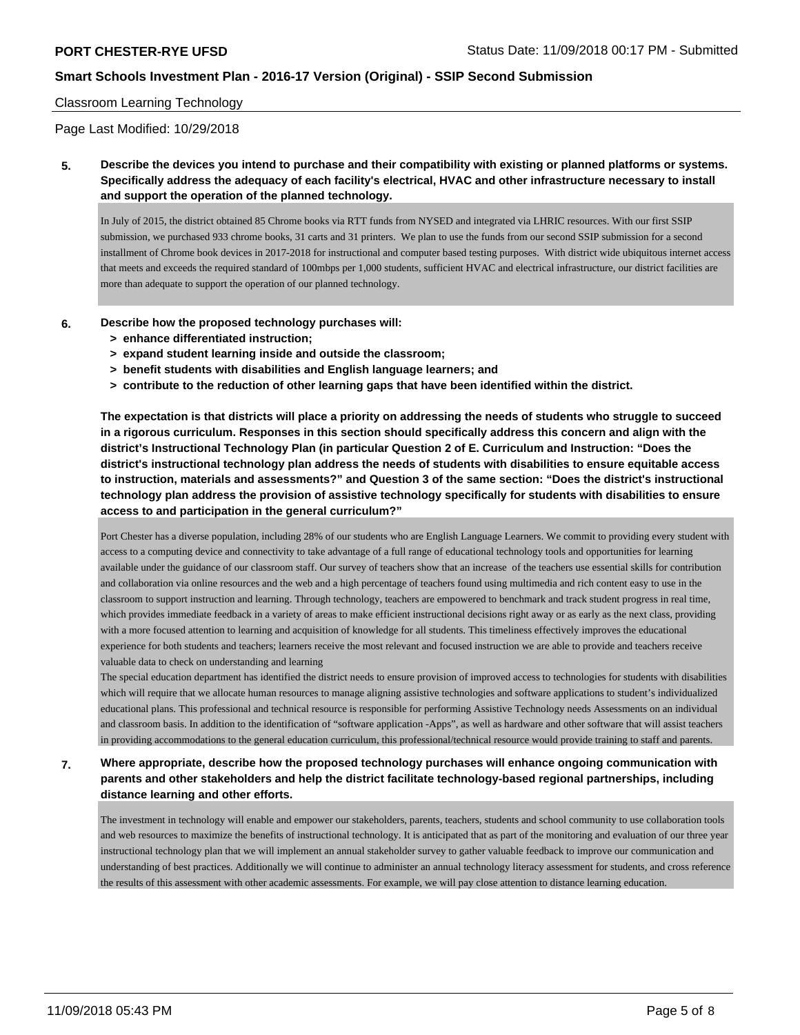Classroom Learning Technology

Page Last Modified: 10/29/2018

**5. Describe the devices you intend to purchase and their compatibility with existing or planned platforms or systems. Specifically address the adequacy of each facility's electrical, HVAC and other infrastructure necessary to install and support the operation of the planned technology.**

In July of 2015, the district obtained 85 Chrome books via RTT funds from NYSED and integrated via LHRIC resources. With our first SSIP submission, we purchased 933 chrome books, 31 carts and 31 printers. We plan to use the funds from our second SSIP submission for a second installment of Chrome book devices in 2017-2018 for instructional and computer based testing purposes. With district wide ubiquitous internet access that meets and exceeds the required standard of 100mbps per 1,000 students, sufficient HVAC and electrical infrastructure, our district facilities are more than adequate to support the operation of our planned technology.

**6. Describe how the proposed technology purchases will:**
- **> enhance differentiated instruction;**
- **> expand student learning inside and outside the classroom;**
- **> benefit students with disabilities and English language learners; and**
- **> contribute to the reduction of other learning gaps that have been identified within the district.**

**The expectation is that districts will place a priority on addressing the needs of students who struggle to succeed in a rigorous curriculum. Responses in this section should specifically address this concern and align with the district's Instructional Technology Plan (in particular Question 2 of E. Curriculum and Instruction: "Does the district's instructional technology plan address the needs of students with disabilities to ensure equitable access to instruction, materials and assessments?" and Question 3 of the same section: "Does the district's instructional technology plan address the provision of assistive technology specifically for students with disabilities to ensure access to and participation in the general curriculum?"**

Port Chester has a diverse population, including 28% of our students who are English Language Learners. We commit to providing every student with access to a computing device and connectivity to take advantage of a full range of educational technology tools and opportunities for learning available under the guidance of our classroom staff. Our survey of teachers show that an increase of the teachers use essential skills for contribution and collaboration via online resources and the web and a high percentage of teachers found using multimedia and rich content easy to use in the classroom to support instruction and learning. Through technology, teachers are empowered to benchmark and track student progress in real time, which provides immediate feedback in a variety of areas to make efficient instructional decisions right away or as early as the next class, providing with a more focused attention to learning and acquisition of knowledge for all students. This timeliness effectively improves the educational experience for both students and teachers; learners receive the most relevant and focused instruction we are able to provide and teachers receive valuable data to check on understanding and learning

The special education department has identified the district needs to ensure provision of improved access to technologies for students with disabilities which will require that we allocate human resources to manage aligning assistive technologies and software applications to student's individualized educational plans. This professional and technical resource is responsible for performing Assistive Technology needs Assessments on an individual and classroom basis. In addition to the identification of "software application -Apps", as well as hardware and other software that will assist teachers in providing accommodations to the general education curriculum, this professional/technical resource would provide training to staff and parents.

**7. Where appropriate, describe how the proposed technology purchases will enhance ongoing communication with parents and other stakeholders and help the district facilitate technology-based regional partnerships, including distance learning and other efforts.**

The investment in technology will enable and empower our stakeholders, parents, teachers, students and school community to use collaboration tools and web resources to maximize the benefits of instructional technology. It is anticipated that as part of the monitoring and evaluation of our three year instructional technology plan that we will implement an annual stakeholder survey to gather valuable feedback to improve our communication and understanding of best practices. Additionally we will continue to administer an annual technology literacy assessment for students, and cross reference the results of this assessment with other academic assessments. For example, we will pay close attention to distance learning education.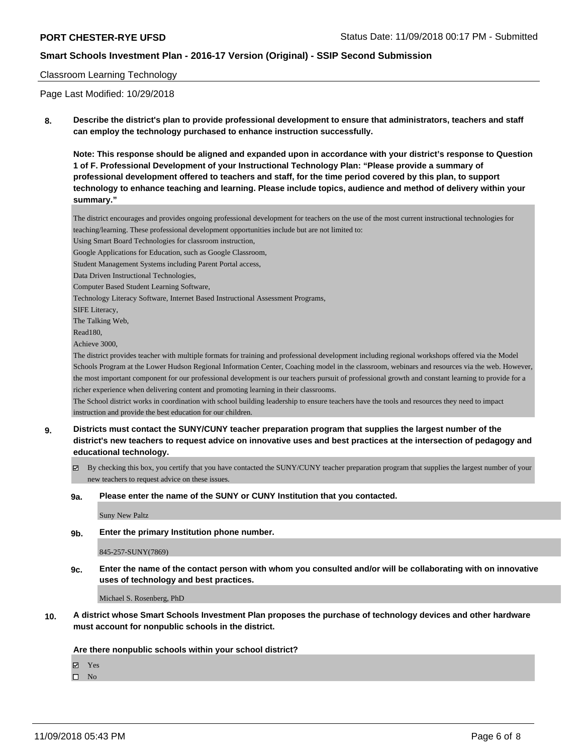Classroom Learning Technology

Page Last Modified: 10/29/2018

**8. Describe the district's plan to provide professional development to ensure that administrators, teachers and staff can employ the technology purchased to enhance instruction successfully.**

**Note: This response should be aligned and expanded upon in accordance with your district's response to Question 1 of F. Professional Development of your Instructional Technology Plan: "Please provide a summary of professional development offered to teachers and staff, for the time period covered by this plan, to support technology to enhance teaching and learning. Please include topics, audience and method of delivery within your summary."**

The district encourages and provides ongoing professional development for teachers on the use of the most current instructional technologies for teaching/learning. These professional development opportunities include but are not limited to:
Using Smart Board Technologies for classroom instruction,
Google Applications for Education, such as Google Classroom,
Student Management Systems including Parent Portal access,
Data Driven Instructional Technologies,
Computer Based Student Learning Software,
Technology Literacy Software, Internet Based Instructional Assessment Programs,
SIFE Literacy,
The Talking Web,
Read180,
Achieve 3000,
The district provides teacher with multiple formats for training and professional development including regional workshops offered via the Model Schools Program at the Lower Hudson Regional Information Center, Coaching model in the classroom, webinars and resources via the web. However, the most important component for our professional development is our teachers pursuit of professional growth and constant learning to provide for a richer experience when delivering content and promoting learning in their classrooms.
The School district works in coordination with school building leadership to ensure teachers have the tools and resources they need to impact instruction and provide the best education for our children.

**9. Districts must contact the SUNY/CUNY teacher preparation program that supplies the largest number of the district's new teachers to request advice on innovative uses and best practices at the intersection of pedagogy and educational technology.**

☑ By checking this box, you certify that you have contacted the SUNY/CUNY teacher preparation program that supplies the largest number of your new teachers to request advice on these issues.

**9a. Please enter the name of the SUNY or CUNY Institution that you contacted.**

Suny New Paltz

**9b. Enter the primary Institution phone number.**

845-257-SUNY(7869)

**9c. Enter the name of the contact person with whom you consulted and/or will be collaborating with on innovative uses of technology and best practices.**

Michael S. Rosenberg, PhD

**10. A district whose Smart Schools Investment Plan proposes the purchase of technology devices and other hardware must account for nonpublic schools in the district.**

**Are there nonpublic schools within your school district?**

☑ Yes
☐ No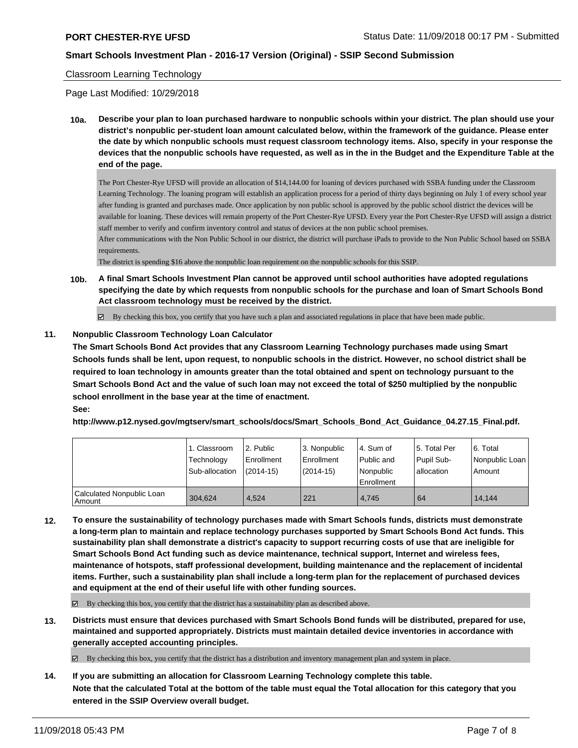Classroom Learning Technology

Page Last Modified: 10/29/2018

**10a. Describe your plan to loan purchased hardware to nonpublic schools within your district. The plan should use your district's nonpublic per-student loan amount calculated below, within the framework of the guidance. Please enter the date by which nonpublic schools must request classroom technology items. Also, specify in your response the devices that the nonpublic schools have requested, as well as in the in the Budget and the Expenditure Table at the end of the page.**

The Port Chester-Rye UFSD will provide an allocation of $14,144.00 for loaning of devices purchased with SSBA funding under the Classroom Learning Technology. The loaning program will establish an application process for a period of thirty days beginning on July 1 of every school year after funding is granted and purchases made. Once application by non public school is approved by the public school district the devices will be available for loaning. These devices will remain property of the Port Chester-Rye UFSD. Every year the Port Chester-Rye UFSD will assign a district staff member to verify and confirm inventory control and status of devices at the non public school premises.
After communications with the Non Public School in our district, the district will purchase iPads to provide to the Non Public School based on SSBA requirements.
The district is spending $16 above the nonpublic loan requirement on the nonpublic schools for this SSIP.

**10b. A final Smart Schools Investment Plan cannot be approved until school authorities have adopted regulations specifying the date by which requests from nonpublic schools for the purchase and loan of Smart Schools Bond Act classroom technology must be received by the district.**

☑ By checking this box, you certify that you have such a plan and associated regulations in place that have been made public.

**11. Nonpublic Classroom Technology Loan Calculator**

**The Smart Schools Bond Act provides that any Classroom Learning Technology purchases made using Smart Schools funds shall be lent, upon request, to nonpublic schools in the district. However, no school district shall be required to loan technology in amounts greater than the total obtained and spent on technology pursuant to the Smart Schools Bond Act and the value of such loan may not exceed the total of $250 multiplied by the nonpublic school enrollment in the base year at the time of enactment.**

**See:**

**http://www.p12.nysed.gov/mgtserv/smart_schools/docs/Smart_Schools_Bond_Act_Guidance_04.27.15_Final.pdf.**

| | 1. Classroom Technology Sub-allocation | 2. Public Enrollment (2014-15) | 3. Nonpublic Enrollment (2014-15) | 4. Sum of Public and Nonpublic Enrollment | 5. Total Per Pupil Sub-allocation | 6. Total Nonpublic Loan Amount |
|---|---|---|---|---|---|---|
| Calculated Nonpublic Loan Amount | 304,624 | 4,524 | 221 | 4,745 | 64 | 14,144 |

**12. To ensure the sustainability of technology purchases made with Smart Schools funds, districts must demonstrate a long-term plan to maintain and replace technology purchases supported by Smart Schools Bond Act funds. This sustainability plan shall demonstrate a district's capacity to support recurring costs of use that are ineligible for Smart Schools Bond Act funding such as device maintenance, technical support, Internet and wireless fees, maintenance of hotspots, staff professional development, building maintenance and the replacement of incidental items. Further, such a sustainability plan shall include a long-term plan for the replacement of purchased devices and equipment at the end of their useful life with other funding sources.**

☑ By checking this box, you certify that the district has a sustainability plan as described above.

**13. Districts must ensure that devices purchased with Smart Schools Bond funds will be distributed, prepared for use, maintained and supported appropriately. Districts must maintain detailed device inventories in accordance with generally accepted accounting principles.**

☑ By checking this box, you certify that the district has a distribution and inventory management plan and system in place.

**14. If you are submitting an allocation for Classroom Learning Technology complete this table. Note that the calculated Total at the bottom of the table must equal the Total allocation for this category that you entered in the SSIP Overview overall budget.**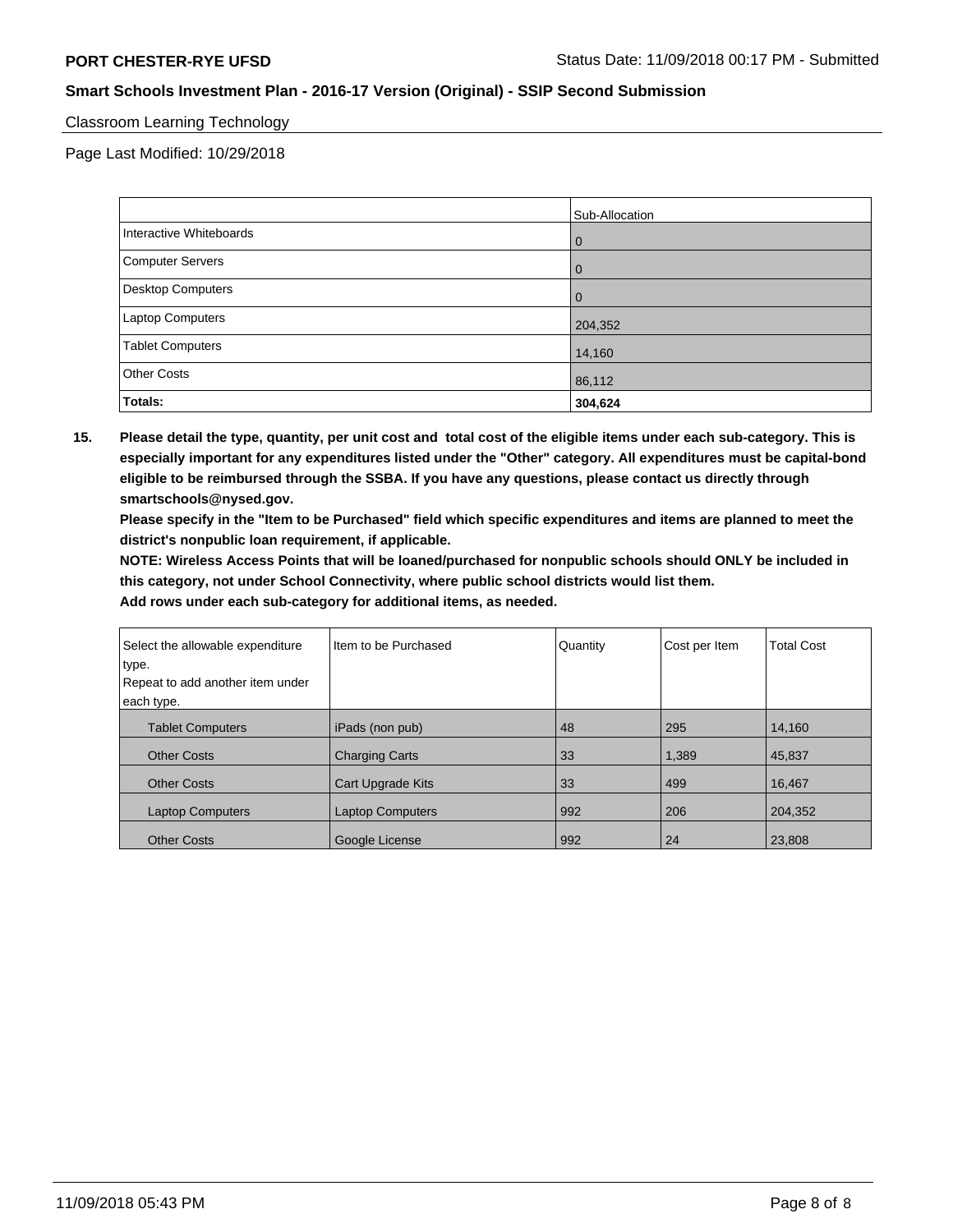Classroom Learning Technology

Page Last Modified: 10/29/2018

| | Sub-Allocation |
|---|---|
| Interactive Whiteboards | 0 |
| Computer Servers | 0 |
| Desktop Computers | 0 |
| Laptop Computers | 204,352 |
| Tablet Computers | 14,160 |
| Other Costs | 86,112 |
| **Totals:** | **304,624** |

**15. Please detail the type, quantity, per unit cost and total cost of the eligible items under each sub-category. This is especially important for any expenditures listed under the "Other" category. All expenditures must be capital-bond eligible to be reimbursed through the SSBA. If you have any questions, please contact us directly through smartschools@nysed.gov.**

**Please specify in the "Item to be Purchased" field which specific expenditures and items are planned to meet the district's nonpublic loan requirement, if applicable.**

**NOTE: Wireless Access Points that will be loaned/purchased for nonpublic schools should ONLY be included in this category, not under School Connectivity, where public school districts would list them.**

**Add rows under each sub-category for additional items, as needed.**

| Select the allowable expenditure type. Repeat to add another item under each type. | Item to be Purchased | Quantity | Cost per Item | Total Cost |
|---|---|---|---|---|
| Tablet Computers | iPads (non pub) | 48 | 295 | 14,160 |
| Other Costs | Charging Carts | 33 | 1,389 | 45,837 |
| Other Costs | Cart Upgrade Kits | 33 | 499 | 16,467 |
| Laptop Computers | Laptop Computers | 992 | 206 | 204,352 |
| Other Costs | Google License | 992 | 24 | 23,808 |